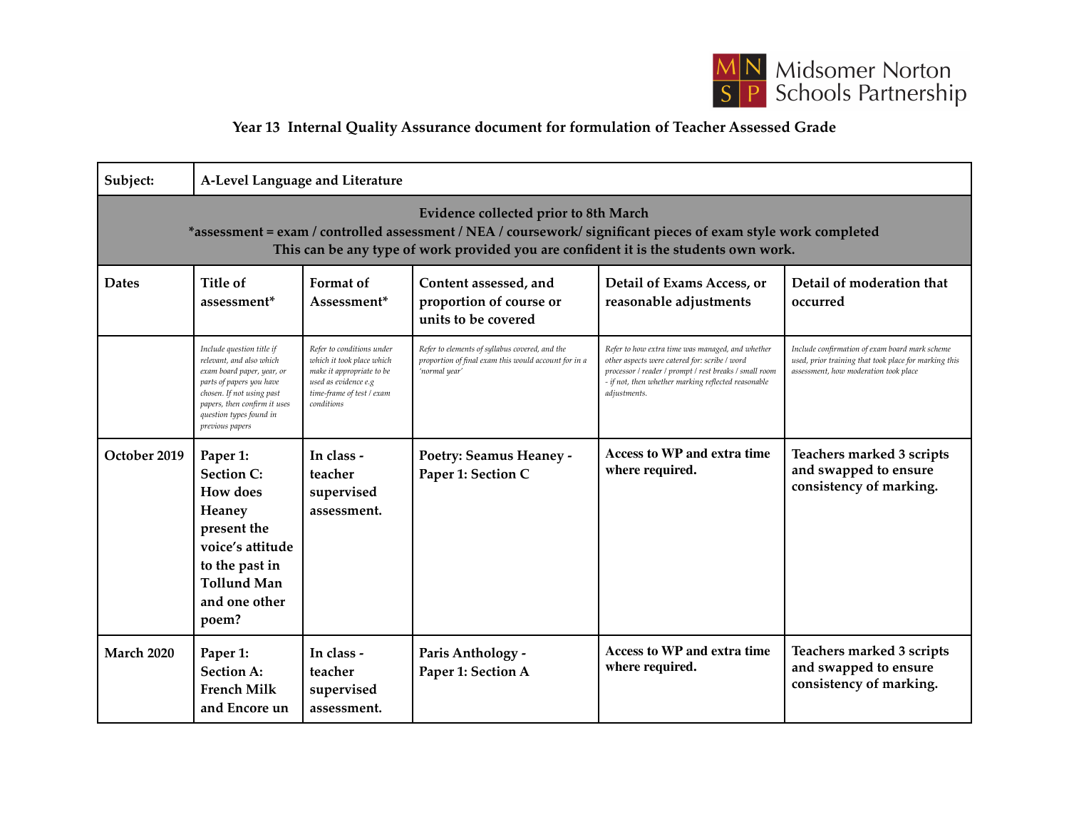Midsomer Norton Schools Partnership

## Year 13 Internal Quality Assurance document for formulation of Teacher Assessed Grade

| Subject: | A-Level Language and Literature | | | | |
|---|---|---|---|---|---|
| **Evidence collected prior to 8th March** *assessment = exam / controlled assessment / NEA / coursework/ significant pieces of exam style work completed This can be any type of work provided you are confident it is the students own work. | | | | | |
| **Dates** | **Title of assessment*** | **Format of Assessment*** | **Content assessed, and proportion of course or units to be covered** | **Detail of Exams Access, or reasonable adjustments** | **Detail of moderation that occurred** |
| | *Include question title if relevant, and also which exam board paper, year, or parts of papers you have chosen. If not using past papers, then confirm it uses question types found in previous papers* | *Refer to conditions under which it took place which make it appropriate to be used as evidence e.g time-frame of test / exam conditions* | *Refer to elements of syllabus covered, and the proportion of final exam this would account for in a 'normal year'* | *Refer to how extra time was managed, and whether other aspects were catered for: scribe / word processor / reader / prompt / rest breaks / small room - if not, then whether marking reflected reasonable adjustments.* | *Include confirmation of exam board mark scheme used, prior training that took place for marking this assessment, how moderation took place* |
| **October 2019** | **Paper 1: Section C: How does Heaney present the voice's attitude to the past in Tollund Man and one other poem?** | **In class - teacher supervised assessment.** | **Poetry: Seamus Heaney - Paper 1: Section C** | **Access to WP and extra time where required.** | **Teachers marked 3 scripts and swapped to ensure consistency of marking.** |
| **March 2020** | **Paper 1: Section A: French Milk and Encore un** | **In class - teacher supervised assessment.** | **Paris Anthology - Paper 1: Section A** | **Access to WP and extra time where required.** | **Teachers marked 3 scripts and swapped to ensure consistency of marking.** |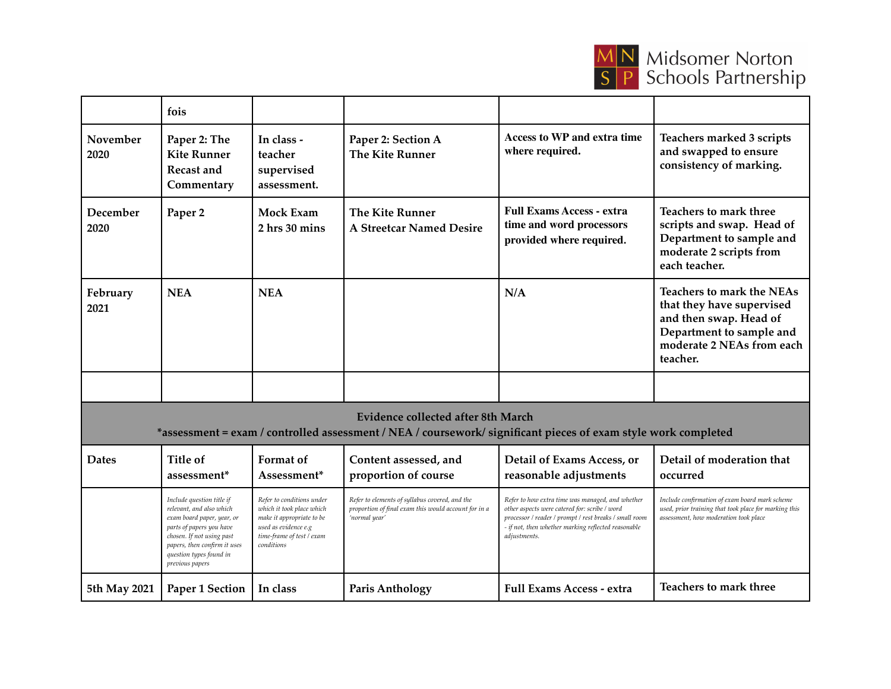| | | | | | |
|---|---|---|---|---|---|
| | fois | | | | |
| November 2020 | Paper 2: The Kite Runner Recast and Commentary | In class - teacher supervised assessment. | Paper 2: Section A The Kite Runner | Access to WP and extra time where required. | Teachers marked 3 scripts and swapped to ensure consistency of marking. |
| December 2020 | Paper 2 | Mock Exam 2 hrs 30 mins | The Kite Runner A Streetcar Named Desire | Full Exams Access - extra time and word processors provided where required. | Teachers to mark three scripts and swap. Head of Department to sample and moderate 2 scripts from each teacher. |
| February 2021 | NEA | NEA | | N/A | Teachers to mark the NEAs that they have supervised and then swap. Head of Department to sample and moderate 2 NEAs from each teacher. |
| | | | | | |

**Evidence collected after 8th March**
***assessment = exam / controlled assessment / NEA / coursework/ significant pieces of exam style work completed**

| Dates | Title of assessment* | Format of Assessment* | Content assessed, and proportion of course | Detail of Exams Access, or reasonable adjustments | Detail of moderation that occurred |
|---|---|---|---|---|---|
| | *Include question title if relevant, and also which exam board paper, year, or parts of papers you have chosen. If not using past papers, then confirm it uses question types found in previous papers* | *Refer to conditions under which it took place which make it appropriate to be used as evidence e.g time-frame of test / exam conditions* | *Refer to elements of syllabus covered, and the proportion of final exam this would account for in a 'normal year'* | *Refer to how extra time was managed, and whether other aspects were catered for: scribe / word processor / reader / prompt / rest breaks / small room - if not, then whether marking reflected reasonable adjustments.* | *Include confirmation of exam board mark scheme used, prior training that took place for marking this assessment, how moderation took place* |
| 5th May 2021 | Paper 1 Section | In class | Paris Anthology | Full Exams Access - extra | Teachers to mark three |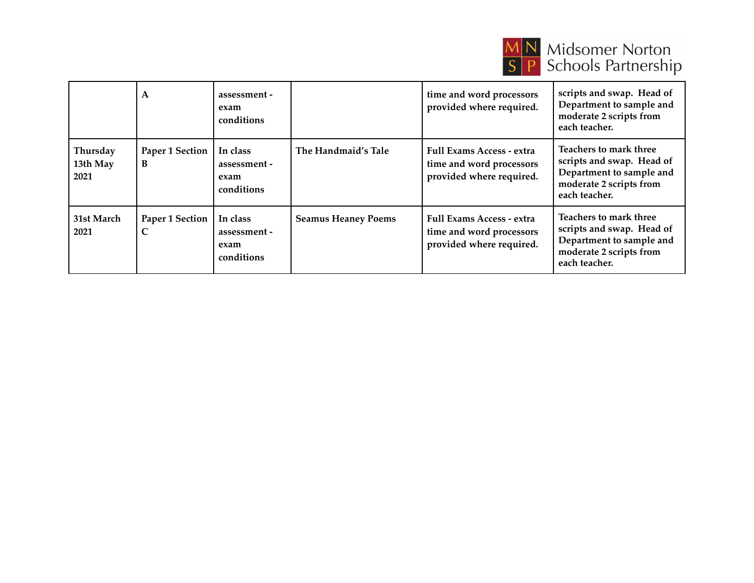| | | | | | |
|---|---|---|---|---|---|
| | A | assessment - exam conditions | | time and word processors provided where required. | scripts and swap. Head of Department to sample and moderate 2 scripts from each teacher. |
| Thursday 13th May 2021 | Paper 1 Section B | In class assessment - exam conditions | The Handmaid's Tale | Full Exams Access - extra time and word processors provided where required. | Teachers to mark three scripts and swap. Head of Department to sample and moderate 2 scripts from each teacher. |
| 31st March 2021 | Paper 1 Section C | In class assessment - exam conditions | Seamus Heaney Poems | Full Exams Access - extra time and word processors provided where required. | Teachers to mark three scripts and swap. Head of Department to sample and moderate 2 scripts from each teacher. |